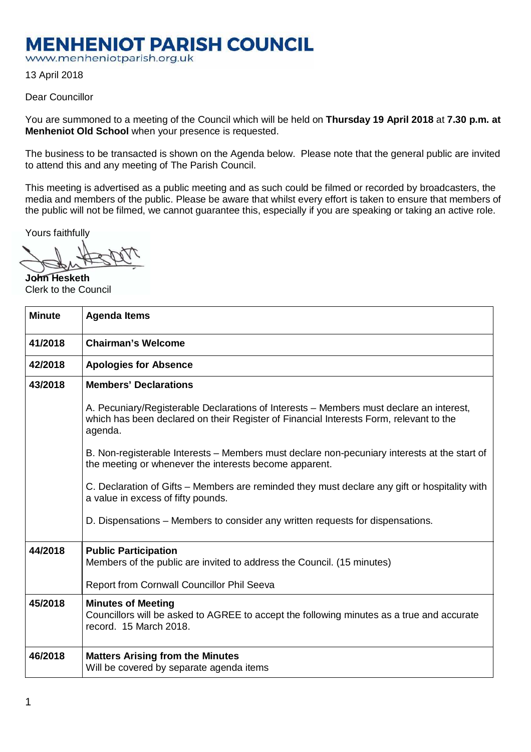# MENHENIOT PARISH COUNCIL

www.menheniotparish.org.uk

13 April 2018

Dear Councillor

You are summoned to a meeting of the Council which will be held on **Thursday 19 April 2018** at **7.30 p.m. at Menheniot Old School** when your presence is requested.

The business to be transacted is shown on the Agenda below. Please note that the general public are invited to attend this and any meeting of The Parish Council.

This meeting is advertised as a public meeting and as such could be filmed or recorded by broadcasters, the media and members of the public. Please be aware that whilst every effort is taken to ensure that members of the public will not be filmed, we cannot guarantee this, especially if you are speaking or taking an active role.

Yours faithfully

**John Hesketh**
Clerk to the Council

| Minute | Agenda Items |
|---|---|
| **41/2018** | **Chairman's Welcome** |
| **42/2018** | **Apologies for Absence** |
| **43/2018** | **Members' Declarations**<br><br>A. Pecuniary/Registerable Declarations of Interests – Members must declare an interest, which has been declared on their Register of Financial Interests Form, relevant to the agenda.<br><br>B. Non-registerable Interests – Members must declare non-pecuniary interests at the start of the meeting or whenever the interests become apparent.<br><br>C. Declaration of Gifts – Members are reminded they must declare any gift or hospitality with a value in excess of fifty pounds.<br><br>D. Dispensations – Members to consider any written requests for dispensations. |
| **44/2018** | **Public Participation**<br>Members of the public are invited to address the Council. (15 minutes)<br><br>Report from Cornwall Councillor Phil Seeva |
| **45/2018** | **Minutes of Meeting**<br>Councillors will be asked to AGREE to accept the following minutes as a true and accurate record. 15 March 2018. |
| **46/2018** | **Matters Arising from the Minutes**<br>Will be covered by separate agenda items |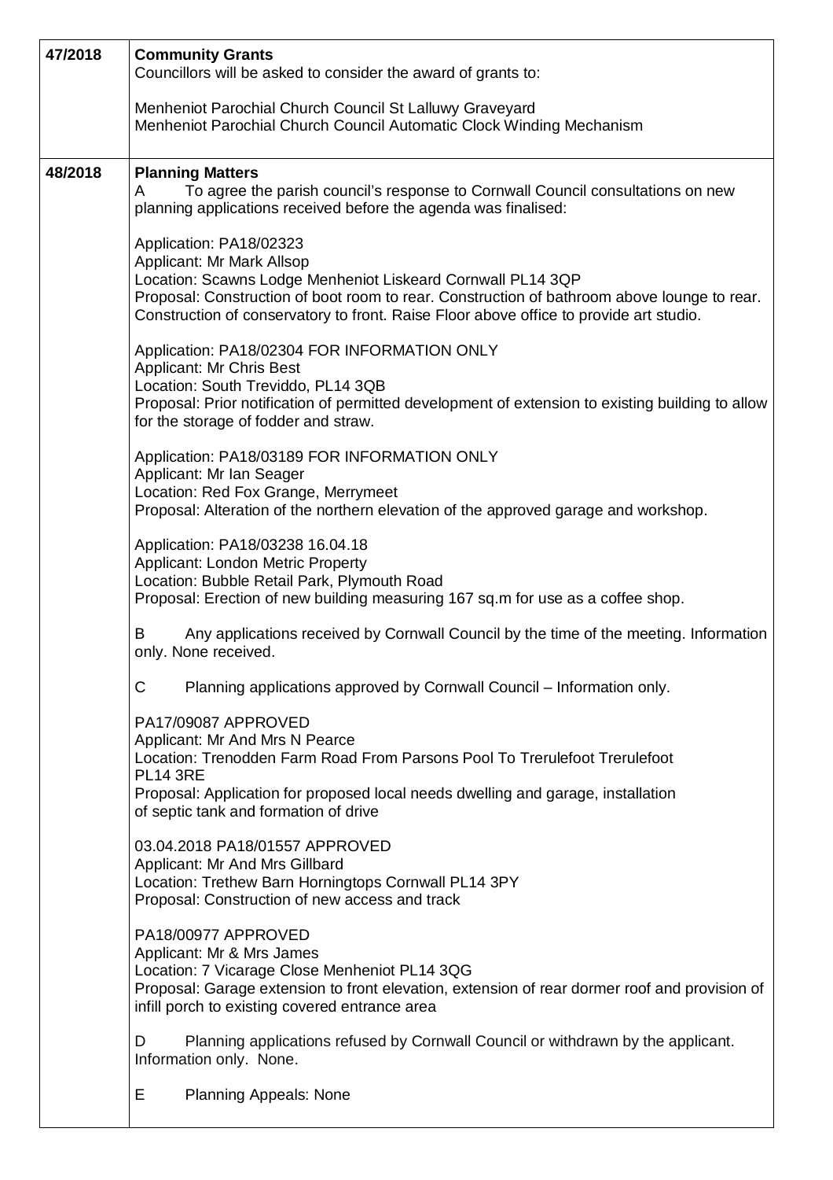| | |
|---|---|
| 47/2018 | **Community Grants**<br>Councillors will be asked to consider the award of grants to:<br><br>Menheniot Parochial Church Council St Lalluwy Graveyard<br>Menheniot Parochial Church Council Automatic Clock Winding Mechanism |
| 48/2018 | **Planning Matters**<br>A To agree the parish council's response to Cornwall Council consultations on new planning applications received before the agenda was finalised:<br><br>Application: PA18/02323<br>Applicant: Mr Mark Allsop<br>Location: Scawns Lodge Menheniot Liskeard Cornwall PL14 3QP<br>Proposal: Construction of boot room to rear. Construction of bathroom above lounge to rear. Construction of conservatory to front. Raise Floor above office to provide art studio.<br><br>Application: PA18/02304 FOR INFORMATION ONLY<br>Applicant: Mr Chris Best<br>Location: South Treviddo, PL14 3QB<br>Proposal: Prior notification of permitted development of extension to existing building to allow for the storage of fodder and straw.<br><br>Application: PA18/03189 FOR INFORMATION ONLY<br>Applicant: Mr Ian Seager<br>Location: Red Fox Grange, Merrymeet<br>Proposal: Alteration of the northern elevation of the approved garage and workshop.<br><br>Application: PA18/03238 16.04.18<br>Applicant: London Metric Property<br>Location: Bubble Retail Park, Plymouth Road<br>Proposal: Erection of new building measuring 167 sq.m for use as a coffee shop.<br><br>B Any applications received by Cornwall Council by the time of the meeting. Information only. None received.<br><br>C Planning applications approved by Cornwall Council – Information only.<br><br>PA17/09087 APPROVED<br>Applicant: Mr And Mrs N Pearce<br>Location: Trenodden Farm Road From Parsons Pool To Trerulefoot Trerulefoot PL14 3RE<br>Proposal: Application for proposed local needs dwelling and garage, installation of septic tank and formation of drive<br><br>03.04.2018 PA18/01557 APPROVED<br>Applicant: Mr And Mrs Gillbard<br>Location: Trethew Barn Horningtops Cornwall PL14 3PY<br>Proposal: Construction of new access and track<br><br>PA18/00977 APPROVED<br>Applicant: Mr & Mrs James<br>Location: 7 Vicarage Close Menheniot PL14 3QG<br>Proposal: Garage extension to front elevation, extension of rear dormer roof and provision of infill porch to existing covered entrance area<br><br>D Planning applications refused by Cornwall Council or withdrawn by the applicant. Information only. None.<br><br>E Planning Appeals: None |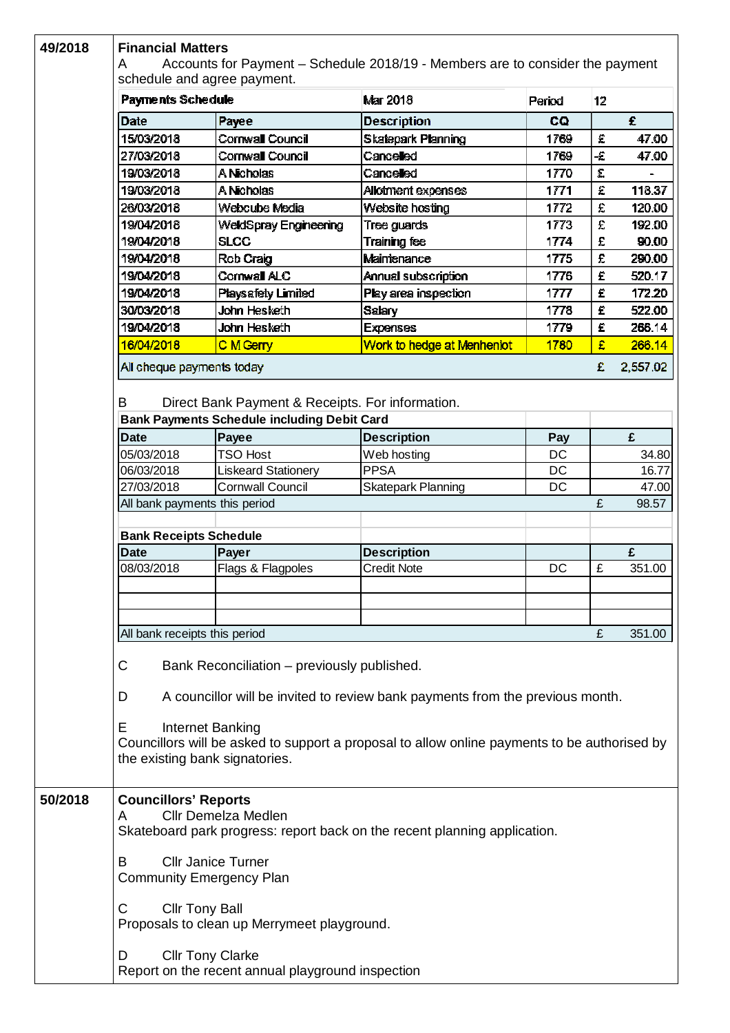## 49/2018

**Financial Matters**

A Accounts for Payment – Schedule 2018/19 - Members are to consider the payment schedule and agree payment.

| Payments Schedule | | Mar 2018 | Period | 12 | |
|---|---|---|---|---|---|
| **Date** | **Payee** | **Description** | **CQ** | | **£** |
| 15/03/2018 | Cornwall Council | Skatepark Planning | 1769 | £ | 47.00 |
| 27/03/2018 | Cornwall Council | Cancelled | 1769 | -£ | 47.00 |
| 19/03/2018 | A Nicholas | Cancelled | 1770 | £ | - |
| 19/03/2018 | A Nicholas | Allotment expenses | 1771 | £ | 118.37 |
| 26/03/2018 | Webcube Media | Website hosting | 1772 | £ | 120.00 |
| 19/04/2018 | WeldSpray Engineering | Tree guards | 1773 | £ | 192.00 |
| 19/04/2018 | SLCC | Training fee | 1774 | £ | 90.00 |
| 19/04/2018 | Rob Craig | Maintenance | 1775 | £ | 290.00 |
| 19/04/2018 | Cornwall ALC | Annual subscription | 1776 | £ | 520.17 |
| 19/04/2018 | Playsafety Limited | Play area inspection | 1777 | £ | 172.20 |
| 30/03/2018 | John Hesketh | Salary | 1778 | £ | 522.00 |
| 19/04/2018 | John Hesketh | Expenses | 1779 | £ | 266.14 |
| 16/04/2018 | C M Gerry | Work to hedge at Menheniot | 1780 | £ | 266.14 |
| All cheque payments today | | | | £ | 2,557.02 |

B Direct Bank Payment & Receipts. For information.

| Bank Payments Schedule including Debit Card | | | | | |
|---|---|---|---|---|---|
| **Date** | **Payee** | **Description** | **Pay** | | **£** |
| 05/03/2018 | TSO Host | Web hosting | DC | | 34.80 |
| 06/03/2018 | Liskeard Stationery | PPSA | DC | | 16.77 |
| 27/03/2018 | Cornwall Council | Skatepark Planning | DC | | 47.00 |
| All bank payments this period | | | | £ | 98.57 |

| Bank Receipts Schedule | | | | | |
|---|---|---|---|---|---|
| **Date** | **Payer** | **Description** | | | **£** |
| 08/03/2018 | Flags & Flagpoles | Credit Note | DC | £ | 351.00 |
| | | | | | |
| | | | | | |
| | | | | | |
| All bank receipts this period | | | | £ | 351.00 |

C Bank Reconciliation – previously published.

D A councillor will be invited to review bank payments from the previous month.

E Internet Banking

Councillors will be asked to support a proposal to allow online payments to be authorised by the existing bank signatories.

## 50/2018

**Councillors' Reports**

A Cllr Demelza Medlen

Skateboard park progress: report back on the recent planning application.

B Cllr Janice Turner

Community Emergency Plan

C Cllr Tony Ball

Proposals to clean up Merrymeet playground.

D Cllr Tony Clarke

Report on the recent annual playground inspection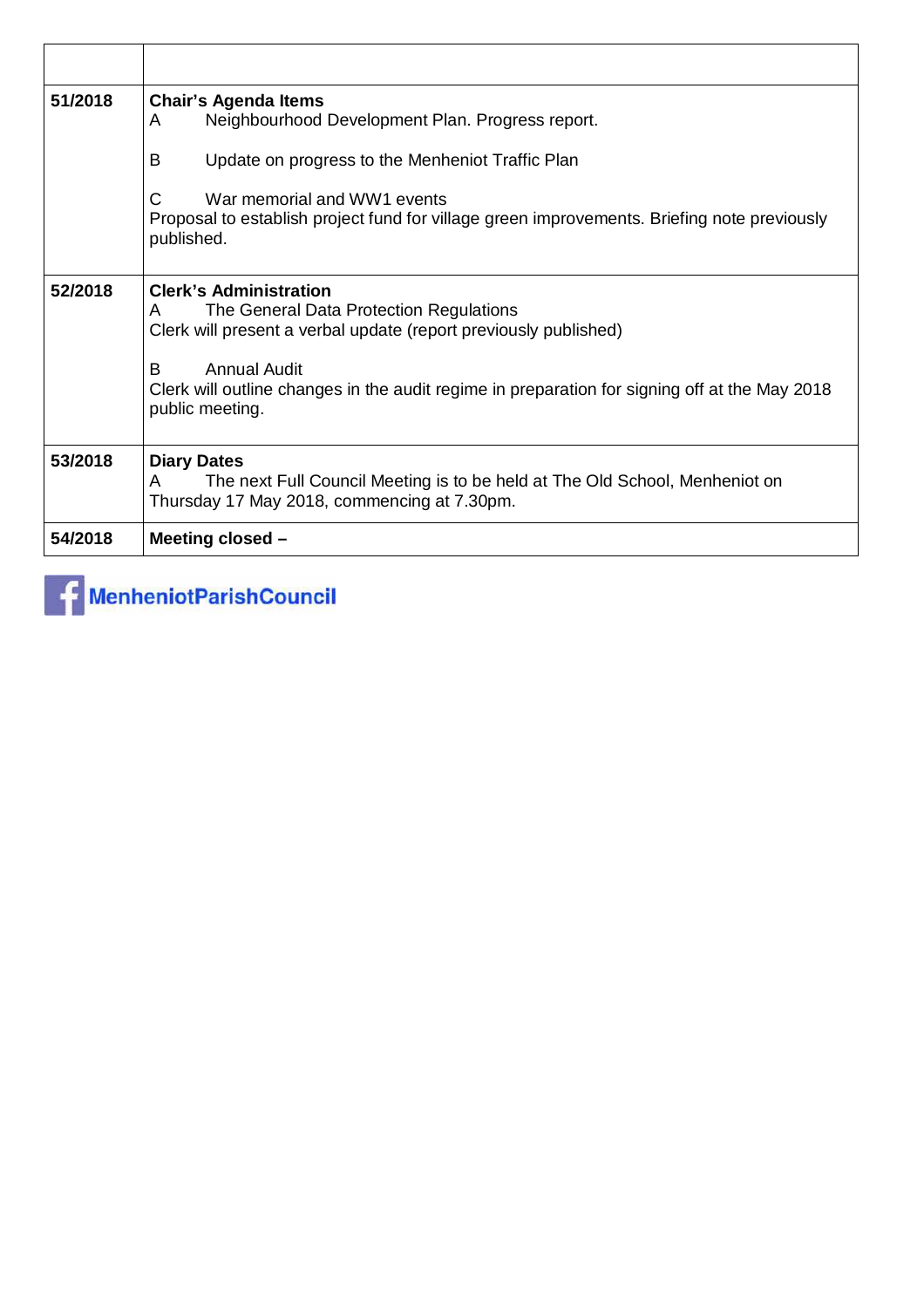| | |
|---|---|
| | |
| **51/2018** | **Chair's Agenda Items**<br>A Neighbourhood Development Plan. Progress report.<br><br>B Update on progress to the Menheniot Traffic Plan<br><br>C War memorial and WW1 events<br>Proposal to establish project fund for village green improvements. Briefing note previously published. |
| **52/2018** | **Clerk's Administration**<br>A The General Data Protection Regulations<br>Clerk will present a verbal update (report previously published)<br><br>B Annual Audit<br>Clerk will outline changes in the audit regime in preparation for signing off at the May 2018 public meeting. |
| **53/2018** | **Diary Dates**<br>A The next Full Council Meeting is to be held at The Old School, Menheniot on Thursday 17 May 2018, commencing at 7.30pm. |
| **54/2018** | **Meeting closed –** |

MenheniotParishCouncil